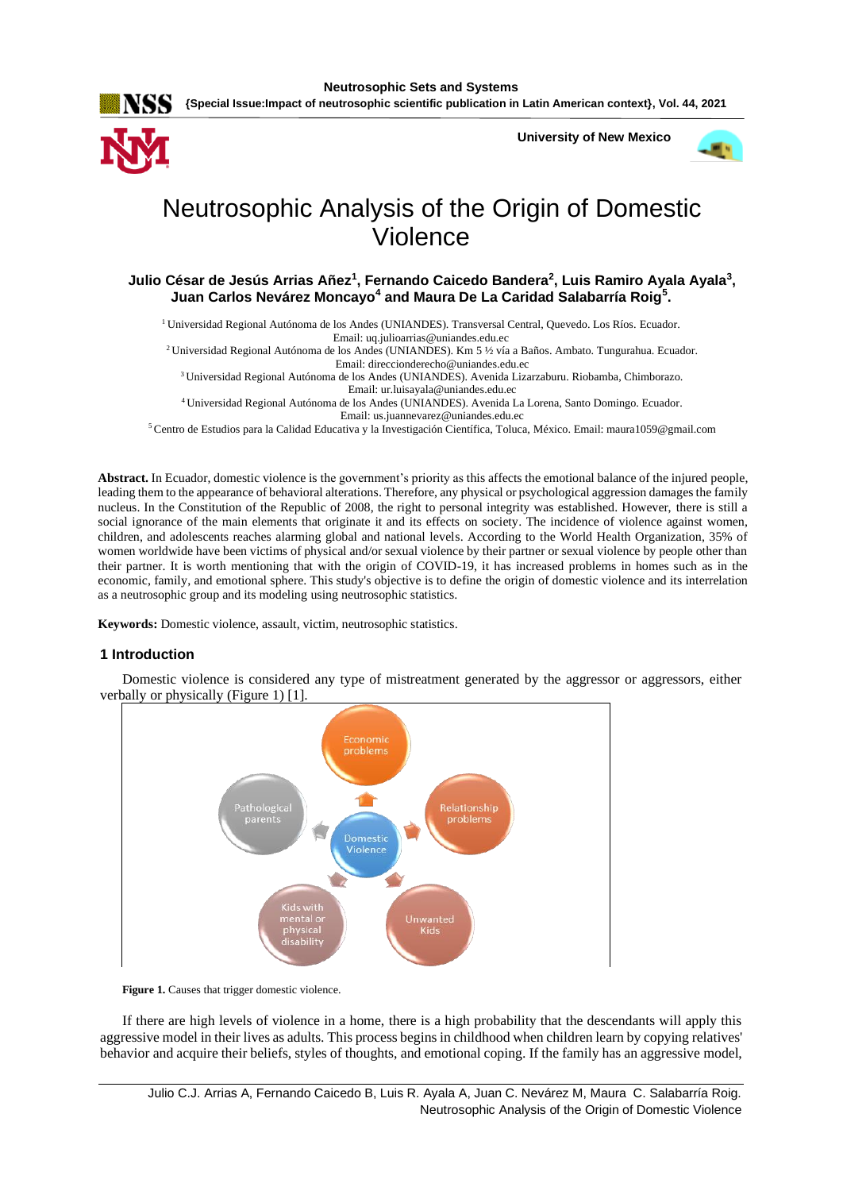# Neutrosophic Analysis of the Origin of Domestic Violence

**Julio César de Jesús Arrias Añez[1], Fernando Caicedo Bandera[2], Luis Ramiro Ayala Ayala[3], Juan Carlos Nevárez Moncayo[4] and Maura De La Caridad Salabarría Roig[5].**

[1] Universidad Regional Autónoma de los Andes (UNIANDES). Transversal Central, Quevedo. Los Ríos. Ecuador. Email: uq.julioarrias@uniandes.edu.ec

[2] Universidad Regional Autónoma de los Andes (UNIANDES). Km 5 ½ vía a Baños. Ambato. Tungurahua. Ecuador. Email: direccionderecho@uniandes.edu.ec

[3] Universidad Regional Autónoma de los Andes (UNIANDES). Avenida Lizarzaburu. Riobamba, Chimborazo. Email: ur.luisayala@uniandes.edu.ec

[4] Universidad Regional Autónoma de los Andes (UNIANDES). Avenida La Lorena, Santo Domingo. Ecuador. Email: us.juannevarez@uniandes.edu.ec

[5] Centro de Estudios para la Calidad Educativa y la Investigación Científica, Toluca, México. Email: maura1059@gmail.com

**Abstract.** In Ecuador, domestic violence is the government's priority as this affects the emotional balance of the injured people, leading them to the appearance of behavioral alterations. Therefore, any physical or psychological aggression damages the family nucleus. In the Constitution of the Republic of 2008, the right to personal integrity was established. However, there is still a social ignorance of the main elements that originate it and its effects on society. The incidence of violence against women, children, and adolescents reaches alarming global and national levels. According to the World Health Organization, 35% of women worldwide have been victims of physical and/or sexual violence by their partner or sexual violence by people other than their partner. It is worth mentioning that with the origin of COVID-19, it has increased problems in homes such as in the economic, family, and emotional sphere. This study's objective is to define the origin of domestic violence and its interrelation as a neutrosophic group and its modeling using neutrosophic statistics.

**Keywords:** Domestic violence, assault, victim, neutrosophic statistics.

## 1 Introduction

Domestic violence is considered any type of mistreatment generated by the aggressor or aggressors, either verbally or physically (Figure 1) [1].

**Figure 1.** Causes that trigger domestic violence.

If there are high levels of violence in a home, there is a high probability that the descendants will apply this aggressive model in their lives as adults. This process begins in childhood when children learn by copying relatives' behavior and acquire their beliefs, styles of thoughts, and emotional coping. If the family has an aggressive model,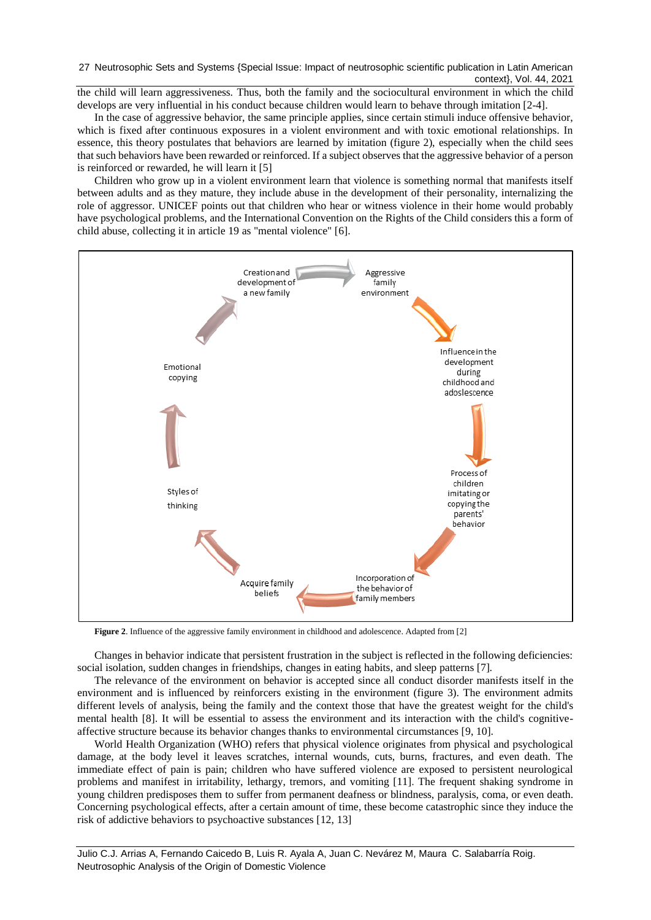the child will learn aggressiveness. Thus, both the family and the sociocultural environment in which the child develops are very influential in his conduct because children would learn to behave through imitation [2-4].

In the case of aggressive behavior, the same principle applies, since certain stimuli induce offensive behavior, which is fixed after continuous exposures in a violent environment and with toxic emotional relationships. In essence, this theory postulates that behaviors are learned by imitation (figure 2), especially when the child sees that such behaviors have been rewarded or reinforced. If a subject observes that the aggressive behavior of a person is reinforced or rewarded, he will learn it [5]

Children who grow up in a violent environment learn that violence is something normal that manifests itself between adults and as they mature, they include abuse in the development of their personality, internalizing the role of aggressor. UNICEF points out that children who hear or witness violence in their home would probably have psychological problems, and the International Convention on the Rights of the Child considers this a form of child abuse, collecting it in article 19 as "mental violence" [6].

- Aggressive family environment
- Influence in the development during childhood and adoslescence
- Process of children imitating or copying the parents' behavior
- Incorporation of the behavior of family members
- Acquire family beliefs
- Styles of thinking
- Emotional copying
- Creation and development of a new family

**Figure 2**. Influence of the aggressive family environment in childhood and adolescence. Adapted from [2]

Changes in behavior indicate that persistent frustration in the subject is reflected in the following deficiencies: social isolation, sudden changes in friendships, changes in eating habits, and sleep patterns [7].

The relevance of the environment on behavior is accepted since all conduct disorder manifests itself in the environment and is influenced by reinforcers existing in the environment (figure 3). The environment admits different levels of analysis, being the family and the context those that have the greatest weight for the child's mental health [8]. It will be essential to assess the environment and its interaction with the child's cognitive-affective structure because its behavior changes thanks to environmental circumstances [9, 10].

World Health Organization (WHO) refers that physical violence originates from physical and psychological damage, at the body level it leaves scratches, internal wounds, cuts, burns, fractures, and even death. The immediate effect of pain is pain; children who have suffered violence are exposed to persistent neurological problems and manifest in irritability, lethargy, tremors, and vomiting [11]. The frequent shaking syndrome in young children predisposes them to suffer from permanent deafness or blindness, paralysis, coma, or even death. Concerning psychological effects, after a certain amount of time, these become catastrophic since they induce the risk of addictive behaviors to psychoactive substances [12, 13]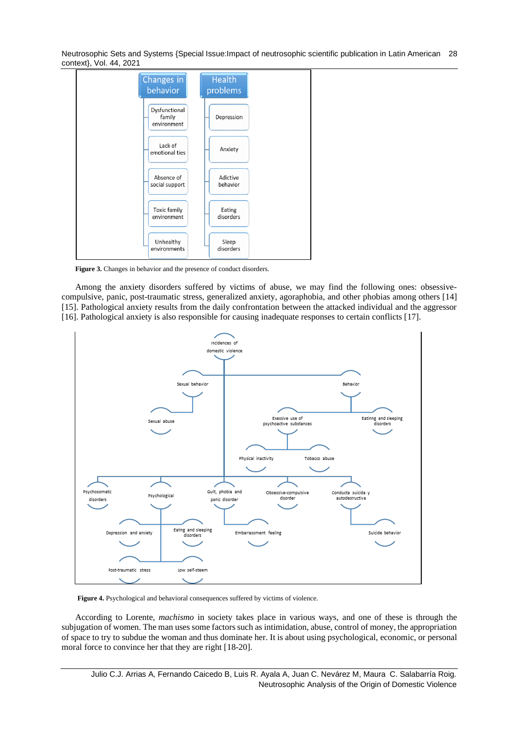**Figure 3.** Changes in behavior and the presence of conduct disorders.

Among the anxiety disorders suffered by victims of abuse, we may find the following ones: obsessive-compulsive, panic, post-traumatic stress, generalized anxiety, agoraphobia, and other phobias among others [14] [15]. Pathological anxiety results from the daily confrontation between the attacked individual and the aggressor [16]. Pathological anxiety is also responsible for causing inadequate responses to certain conflicts [17].

**Figure 4.** Psychological and behavioral consequences suffered by victims of violence.

According to Lorente, *machismo* in society takes place in various ways, and one of these is through the subjugation of women. The man uses some factors such as intimidation, abuse, control of money, the appropriation of space to try to subdue the woman and thus dominate her. It is about using psychological, economic, or personal moral force to convince her that they are right [18-20].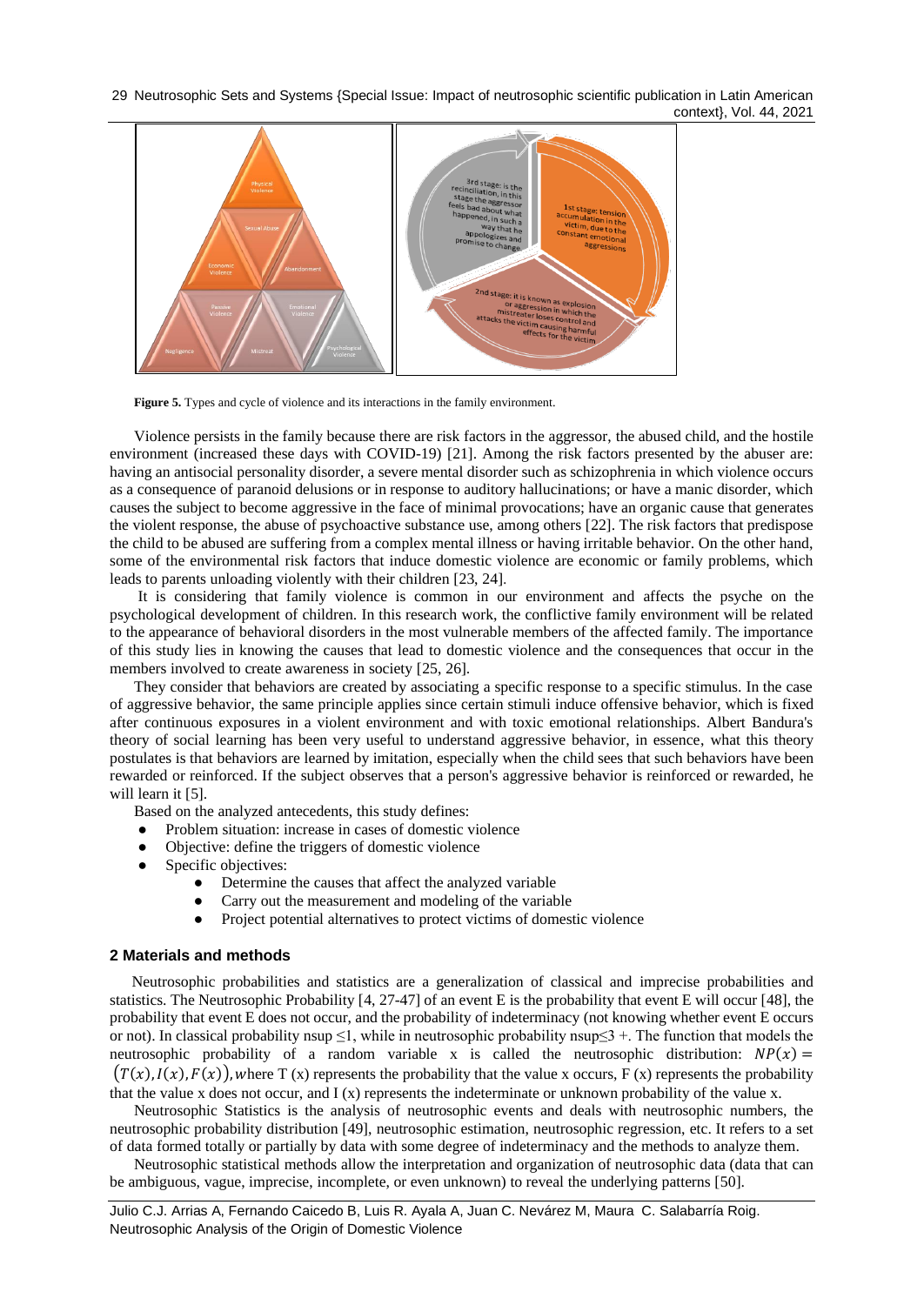**Figure 5.** Types and cycle of violence and its interactions in the family environment.

Violence persists in the family because there are risk factors in the aggressor, the abused child, and the hostile environment (increased these days with COVID-19) [21]. Among the risk factors presented by the abuser are: having an antisocial personality disorder, a severe mental disorder such as schizophrenia in which violence occurs as a consequence of paranoid delusions or in response to auditory hallucinations; or have a manic disorder, which causes the subject to become aggressive in the face of minimal provocations; have an organic cause that generates the violent response, the abuse of psychoactive substance use, among others [22]. The risk factors that predispose the child to be abused are suffering from a complex mental illness or having irritable behavior. On the other hand, some of the environmental risk factors that induce domestic violence are economic or family problems, which leads to parents unloading violently with their children [23, 24].

It is considering that family violence is common in our environment and affects the psyche on the psychological development of children. In this research work, the conflictive family environment will be related to the appearance of behavioral disorders in the most vulnerable members of the affected family. The importance of this study lies in knowing the causes that lead to domestic violence and the consequences that occur in the members involved to create awareness in society [25, 26].

They consider that behaviors are created by associating a specific response to a specific stimulus. In the case of aggressive behavior, the same principle applies since certain stimuli induce offensive behavior, which is fixed after continuous exposures in a violent environment and with toxic emotional relationships. Albert Bandura's theory of social learning has been very useful to understand aggressive behavior, in essence, what this theory postulates is that behaviors are learned by imitation, especially when the child sees that such behaviors have been rewarded or reinforced. If the subject observes that a person's aggressive behavior is reinforced or rewarded, he will learn it [5].

Based on the analyzed antecedents, this study defines:

- Problem situation: increase in cases of domestic violence
- Objective: define the triggers of domestic violence
- Specific objectives:
  - Determine the causes that affect the analyzed variable
  - Carry out the measurement and modeling of the variable
  - Project potential alternatives to protect victims of domestic violence

## 2 Materials and methods

Neutrosophic probabilities and statistics are a generalization of classical and imprecise probabilities and statistics. The Neutrosophic Probability [4, 27-47] of an event E is the probability that event E will occur [48], the probability that event E does not occur, and the probability of indeterminacy (not knowing whether event E occurs or not). In classical probability nsup $\leq 1$, while in neutrosophic probability nsup$\leq 3$ +. The function that models the neutrosophic probability of a random variable x is called the neutrosophic distribution: $NP(x) = (T(x), I(x), F(x))$, where T (x) represents the probability that the value x occurs, F (x) represents the probability that the value x does not occur, and I (x) represents the indeterminate or unknown probability of the value x.

Neutrosophic Statistics is the analysis of neutrosophic events and deals with neutrosophic numbers, the neutrosophic probability distribution [49], neutrosophic estimation, neutrosophic regression, etc. It refers to a set of data formed totally or partially by data with some degree of indeterminacy and the methods to analyze them.

Neutrosophic statistical methods allow the interpretation and organization of neutrosophic data (data that can be ambiguous, vague, imprecise, incomplete, or even unknown) to reveal the underlying patterns [50].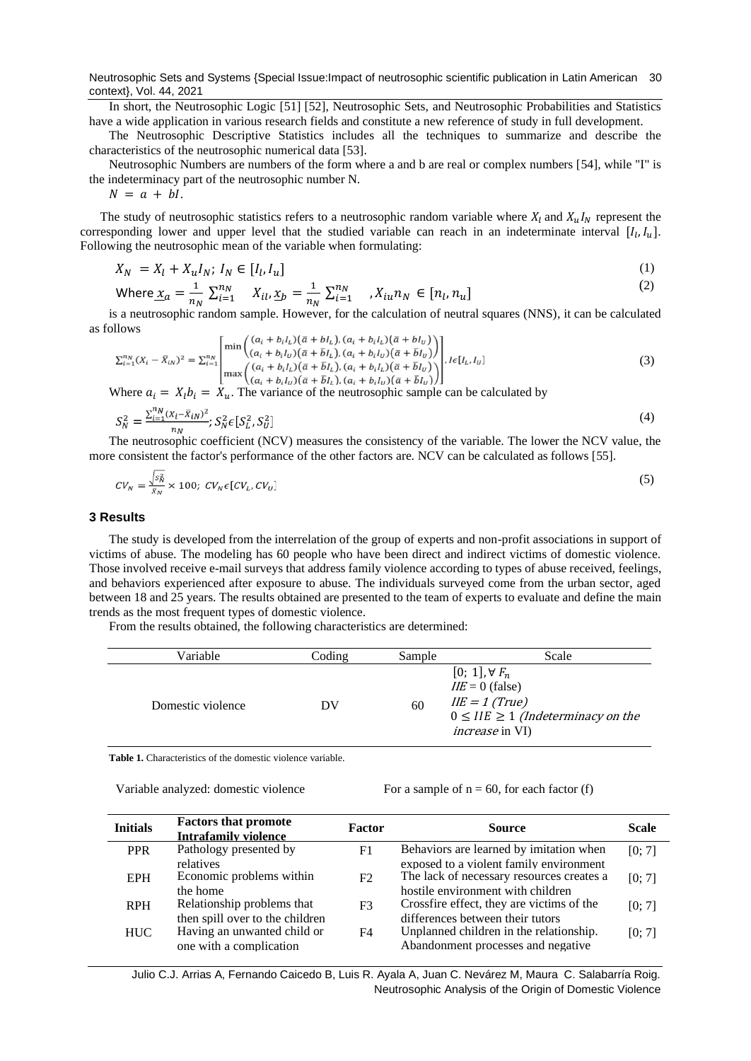In short, the Neutrosophic Logic [51] [52], Neutrosophic Sets, and Neutrosophic Probabilities and Statistics have a wide application in various research fields and constitute a new reference of study in full development.

The Neutrosophic Descriptive Statistics includes all the techniques to summarize and describe the characteristics of the neutrosophic numerical data [53].

Neutrosophic Numbers are numbers of the form where a and b are real or complex numbers [54], while "I" is the indeterminacy part of the neutrosophic number N.

$N = a + bI.$

The study of neutrosophic statistics refers to a neutrosophic random variable where $X_l$ and $X_u I_N$ represent the corresponding lower and upper level that the studied variable can reach in an indeterminate interval $[I_l, I_u]$. Following the neutrosophic mean of the variable when formulating:

$$X_N = X_l + X_u I_N;\ I_N \in [I_l, I_u] \tag{1}$$

$$\text{Where } \underline{x}_a = \frac{1}{n_N}\sum_{i=1}^{n_N} X_{il}, \underline{x}_b = \frac{1}{n_N}\sum_{i=1}^{n_N}, X_{iu} n_N \in [n_l, n_u] \tag{2}$$

is a neutrosophic random sample. However, for the calculation of neutral squares (NNS), it can be calculated as follows

$$\sum_{i=1}^{n_N}(X_i - \bar{X}_{iN})^2 = \sum_{i=1}^{n_N}\begin{bmatrix} \min\begin{pmatrix} (a_i + b_i I_L)(\bar{a} + bI_L), (a_i + b_i I_L)(\bar{a} + bI_U) \\ (a_i + b_i I_U)(\bar{a} + \bar{b}I_L), (a_i + b_i I_U)(\bar{a} + \bar{b}I_U) \end{pmatrix} \\ \max\begin{pmatrix} (a_i + b_i I_L)(\bar{a} + \bar{b}I_L), (a_i + b_i I_L)(\bar{a} + \bar{b}I_U) \\ (a_i + b_i I_U)(\bar{a} + \bar{b}I_L), (a_i + b_i I_U)(\bar{a} + \bar{b}I_U) \end{pmatrix} \end{bmatrix}, I\epsilon[I_L, I_U] \tag{3}$$

Where $a_i = X_l b_i = X_u$. The variance of the neutrosophic sample can be calculated by

$$S_N^2 = \frac{\sum_{i=1}^{n_N}(X_i - \bar{X}_{iN})^2}{n_N};\ S_N^2 \epsilon [S_L^2, S_U^2] \tag{4}$$

The neutrosophic coefficient (NCV) measures the consistency of the variable. The lower the NCV value, the more consistent the factor's performance of the other factors are. NCV can be calculated as follows [55].

$$CV_N = \frac{\sqrt{S_N^2}}{\bar{x}_N} \times 100;\ CV_N \epsilon [CV_L, CV_U] \tag{5}$$

## 3 Results

The study is developed from the interrelation of the group of experts and non-profit associations in support of victims of abuse. The modeling has 60 people who have been direct and indirect victims of domestic violence. Those involved receive e-mail surveys that address family violence according to types of abuse received, feelings, and behaviors experienced after exposure to abuse. The individuals surveyed come from the urban sector, aged between 18 and 25 years. The results obtained are presented to the team of experts to evaluate and define the main trends as the most frequent types of domestic violence.

From the results obtained, the following characteristics are determined:

| Variable | Coding | Sample | Scale |
|---|---|---|---|
| Domestic violence | DV | 60 | $[0;\ 1], \forall F_n$<br>*IIE* = 0 (false)<br>*IIE = 1 (True)*<br>$0 \leq IIE \geq 1$ *(Indeterminacy on the increase* in VI) |

**Table 1.** Characteristics of the domestic violence variable.

Variable analyzed: domestic violence    For a sample of n = 60, for each factor (f)

| Initials | Factors that promote Intrafamily violence | Factor | Source | Scale |
|---|---|---|---|---|
| PPR | Pathology presented by relatives | F1 | Behaviors are learned by imitation when exposed to a violent family environment | [0; 7] |
| EPH | Economic problems within the home | F2 | The lack of necessary resources creates a hostile environment with children | [0; 7] |
| RPH | Relationship problems that then spill over to the children | F3 | Crossfire effect, they are victims of the differences between their tutors | [0; 7] |
| HUC | Having an unwanted child or one with a complication | F4 | Unplanned children in the relationship. Abandonment processes and negative | [0; 7] |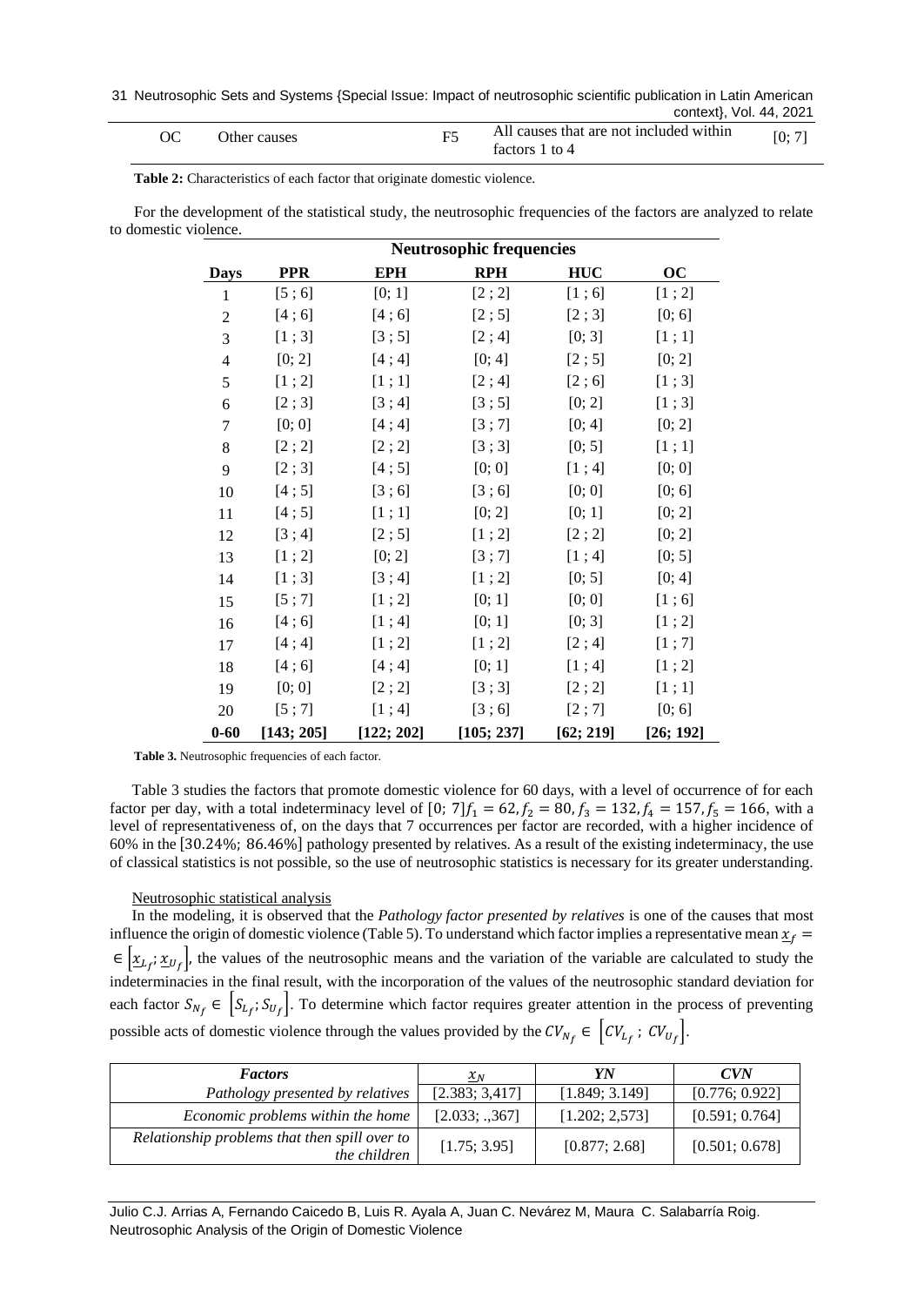| OC | Other causes | F5 | All causes that are not included within factors 1 to 4 | [0; 7] |
|---|---|---|---|---|

**Table 2:** Characteristics of each factor that originate domestic violence.

For the development of the statistical study, the neutrosophic frequencies of the factors are analyzed to relate to domestic violence.

| | Neutrosophic frequencies | | | | |
|---|---|---|---|---|---|
| **Days** | **PPR** | **EPH** | **RPH** | **HUC** | **OC** |
| 1 | [5 ; 6] | [0; 1] | [2 ; 2] | [1 ; 6] | [1 ; 2] |
| 2 | [4 ; 6] | [4 ; 6] | [2 ; 5] | [2 ; 3] | [0; 6] |
| 3 | [1 ; 3] | [3 ; 5] | [2 ; 4] | [0; 3] | [1 ; 1] |
| 4 | [0; 2] | [4 ; 4] | [0; 4] | [2 ; 5] | [0; 2] |
| 5 | [1 ; 2] | [1 ; 1] | [2 ; 4] | [2 ; 6] | [1 ; 3] |
| 6 | [2 ; 3] | [3 ; 4] | [3 ; 5] | [0; 2] | [1 ; 3] |
| 7 | [0; 0] | [4 ; 4] | [3 ; 7] | [0; 4] | [0; 2] |
| 8 | [2 ; 2] | [2 ; 2] | [3 ; 3] | [0; 5] | [1 ; 1] |
| 9 | [2 ; 3] | [4 ; 5] | [0; 0] | [1 ; 4] | [0; 0] |
| 10 | [4 ; 5] | [3 ; 6] | [3 ; 6] | [0; 0] | [0; 6] |
| 11 | [4 ; 5] | [1 ; 1] | [0; 2] | [0; 1] | [0; 2] |
| 12 | [3 ; 4] | [2 ; 5] | [1 ; 2] | [2 ; 2] | [0; 2] |
| 13 | [1 ; 2] | [0; 2] | [3 ; 7] | [1 ; 4] | [0; 5] |
| 14 | [1 ; 3] | [3 ; 4] | [1 ; 2] | [0; 5] | [0; 4] |
| 15 | [5 ; 7] | [1 ; 2] | [0; 1] | [0; 0] | [1 ; 6] |
| 16 | [4 ; 6] | [1 ; 4] | [0; 1] | [0; 3] | [1 ; 2] |
| 17 | [4 ; 4] | [1 ; 2] | [1 ; 2] | [2 ; 4] | [1 ; 7] |
| 18 | [4 ; 6] | [4 ; 4] | [0; 1] | [1 ; 4] | [1 ; 2] |
| 19 | [0; 0] | [2 ; 2] | [3 ; 3] | [2 ; 2] | [1 ; 1] |
| 20 | [5 ; 7] | [1 ; 4] | [3 ; 6] | [2 ; 7] | [0; 6] |
| **0-60** | **[143; 205]** | **[122; 202]** | **[105; 237]** | **[62; 219]** | **[26; 192]** |

**Table 3.** Neutrosophic frequencies of each factor.

Table 3 studies the factors that promote domestic violence for 60 days, with a level of occurrence of for each factor per day, with a total indeterminacy level of $[0;\ 7] f_1 = 62, f_2 = 80, f_3 = 132, f_4 = 157, f_5 = 166$, with a level of representativeness of, on the days that 7 occurrences per factor are recorded, with a higher incidence of 60% in the $[30.24\%;\ 86.46\%]$ pathology presented by relatives. As a result of the existing indeterminacy, the use of classical statistics is not possible, so the use of neutrosophic statistics is necessary for its greater understanding.

Neutrosophic statistical analysis

In the modeling, it is observed that the *Pathology factor presented by relatives* is one of the causes that most influence the origin of domestic violence (Table 5). To understand which factor implies a representative mean $\underline{x}_f = \in \left[\underline{x}_{L_f}; \underline{x}_{U_f}\right]$, the values of the neutrosophic means and the variation of the variable are calculated to study the indeterminacies in the final result, with the incorporation of the values of the neutrosophic standard deviation for each factor $S_{N_f} \in \left[S_{L_f}; S_{U_f}\right]$. To determine which factor requires greater attention in the process of preventing possible acts of domestic violence through the values provided by the $CV_{N_f} \in \left[CV_{L_f};\ CV_{U_f}\right]$.

| *Factors* | $\underline{x}_N$ | ***YN*** | ***CVN*** |
|---|---|---|---|
| *Pathology presented by relatives* | [2.383; 3,417] | [1.849; 3.149] | [0.776; 0.922] |
| *Economic problems within the home* | [2.033; .,367] | [1.202; 2,573] | [0.591; 0.764] |
| *Relationship problems that then spill over to the children* | [1.75; 3.95] | [0.877; 2.68] | [0.501; 0.678] |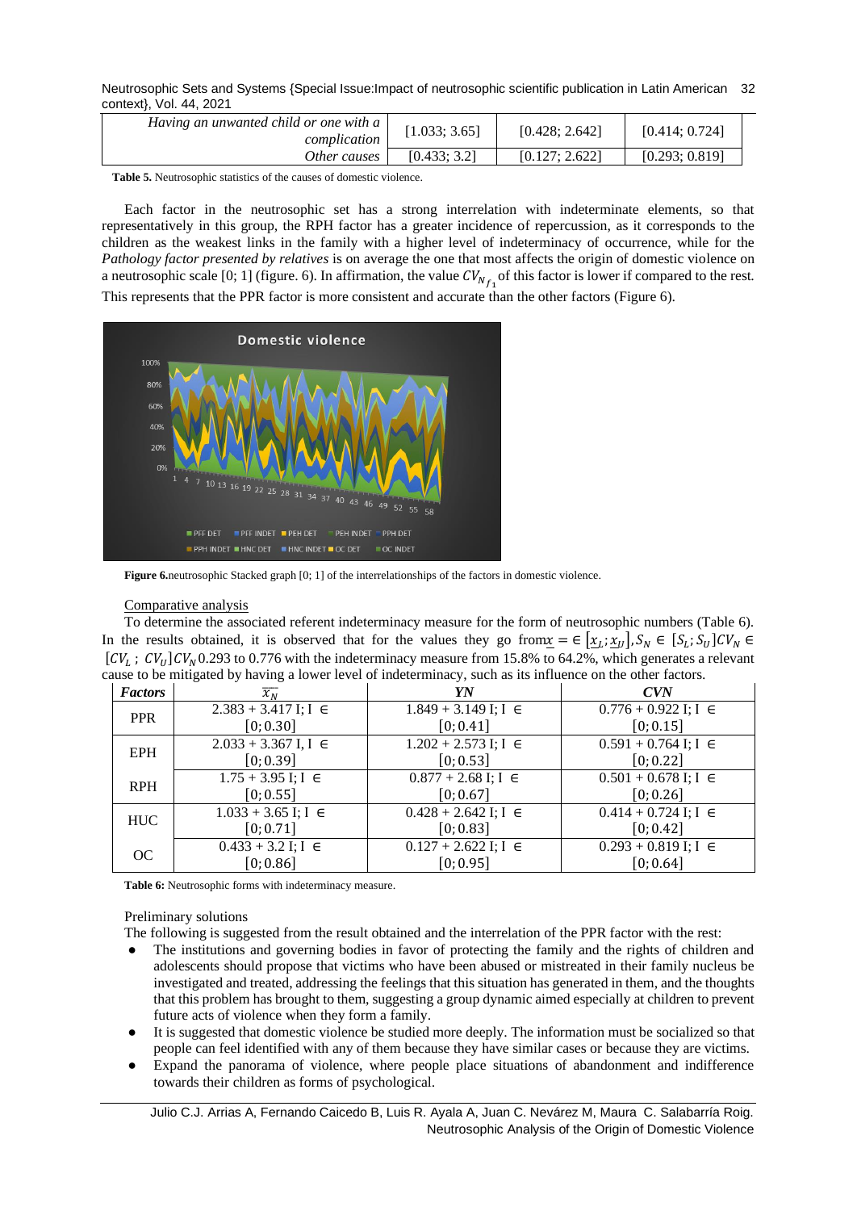| | | | |
|---|---|---|---|
| *Having an unwanted child or one with a complication* | [1.033; 3.65] | [0.428; 2.642] | [0.414; 0.724] |
| *Other causes* | [0.433; 3.2] | [0.127; 2.622] | [0.293; 0.819] |

**Table 5.** Neutrosophic statistics of the causes of domestic violence.

Each factor in the neutrosophic set has a strong interrelation with indeterminate elements, so that representatively in this group, the RPH factor has a greater incidence of repercussion, as it corresponds to the children as the weakest links in the family with a higher level of indeterminacy of occurrence, while for the *Pathology factor presented by relatives* is on average the one that most affects the origin of domestic violence on a neutrosophic scale [0; 1] (figure. 6). In affirmation, the value $CV_{N_{f_1}}$ of this factor is lower if compared to the rest. This represents that the PPR factor is more consistent and accurate than the other factors (Figure 6).

**Figure 6.**neutrosophic Stacked graph [0; 1] of the interrelationships of the factors in domestic violence.

Comparative analysis

To determine the associated referent indeterminacy measure for the form of neutrosophic numbers (Table 6). In the results obtained, it is observed that for the values they go from$\underline{x} = \in [\underline{x}_L; \underline{x}_U], S_N \in [S_L; S_U] CV_N \in [CV_L\ ;\ CV_U] CV_N$ 0.293 to 0.776 with the indeterminacy measure from 15.8% to 64.2%, which generates a relevant cause to be mitigated by having a lower level of indeterminacy, such as its influence on the other factors.

| *Factors* | $\overline{x_N}$ | *YN* | *CVN* |
|---|---|---|---|
| PPR | 2.383 + 3.417 I; I $\in [0; 0.30]$ | 1.849 + 3.149 I; I $\in [0; 0.41]$ | 0.776 + 0.922 I; I $\in [0; 0.15]$ |
| EPH | 2.033 + 3.367 I, I $\in [0; 0.39]$ | 1.202 + 2.573 I; I $\in [0; 0.53]$ | 0.591 + 0.764 I; I $\in [0; 0.22]$ |
| RPH | 1.75 + 3.95 I; I $\in [0; 0.55]$ | 0.877 + 2.68 I; I $\in [0; 0.67]$ | 0.501 + 0.678 I; I $\in [0; 0.26]$ |
| HUC | 1.033 + 3.65 I; I $\in [0; 0.71]$ | 0.428 + 2.642 I; I $\in [0; 0.83]$ | 0.414 + 0.724 I; I $\in [0; 0.42]$ |
| OC | 0.433 + 3.2 I; I $\in [0; 0.86]$ | 0.127 + 2.622 I; I $\in [0; 0.95]$ | 0.293 + 0.819 I; I $\in [0; 0.64]$ |

**Table 6:** Neutrosophic forms with indeterminacy measure.

Preliminary solutions

The following is suggested from the result obtained and the interrelation of the PPR factor with the rest:

- The institutions and governing bodies in favor of protecting the family and the rights of children and adolescents should propose that victims who have been abused or mistreated in their family nucleus be investigated and treated, addressing the feelings that this situation has generated in them, and the thoughts that this problem has brought to them, suggesting a group dynamic aimed especially at children to prevent future acts of violence when they form a family.
- It is suggested that domestic violence be studied more deeply. The information must be socialized so that people can feel identified with any of them because they have similar cases or because they are victims.
- Expand the panorama of violence, where people place situations of abandonment and indifference towards their children as forms of psychological.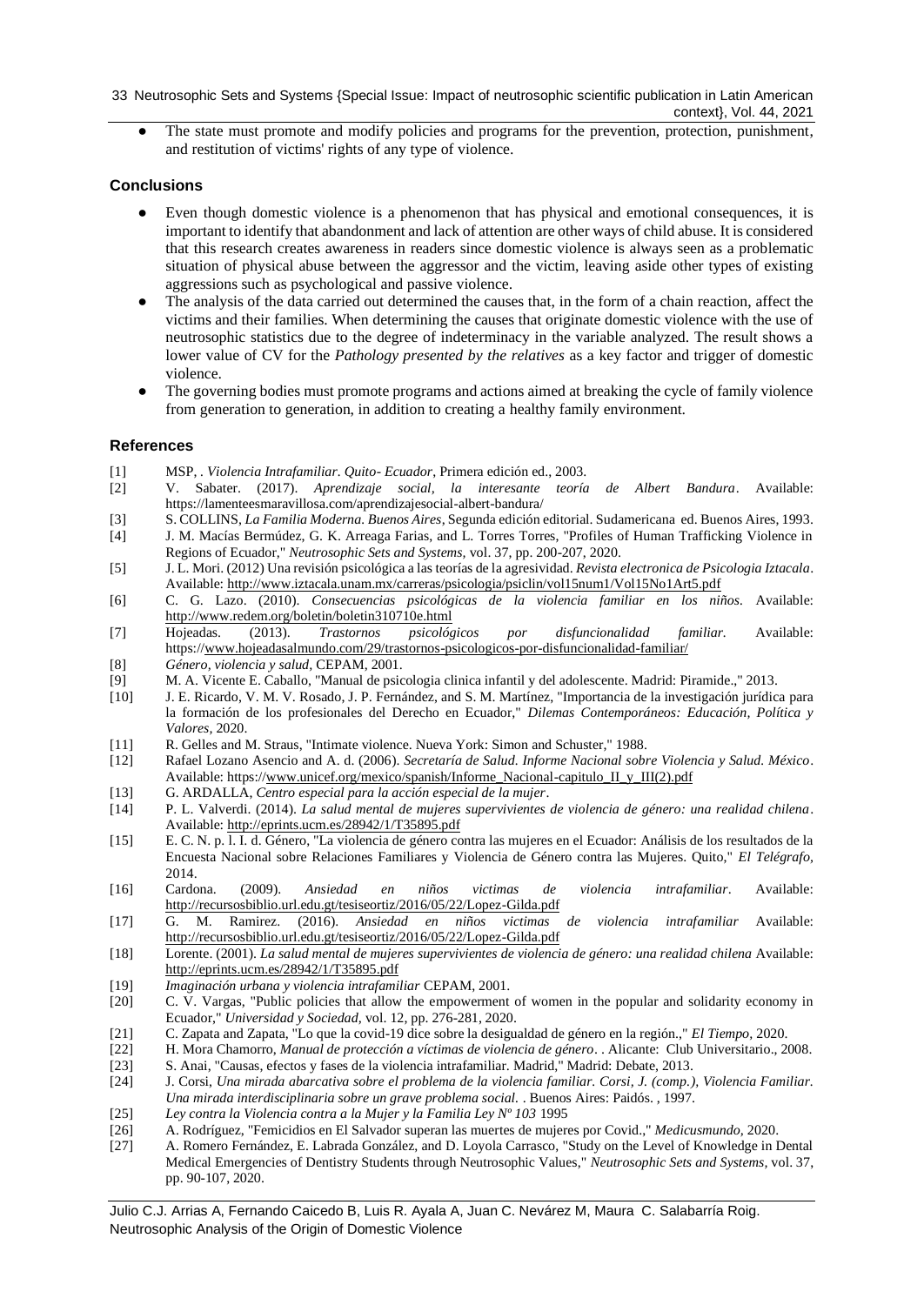- The state must promote and modify policies and programs for the prevention, protection, punishment, and restitution of victims' rights of any type of violence.

## Conclusions

- Even though domestic violence is a phenomenon that has physical and emotional consequences, it is important to identify that abandonment and lack of attention are other ways of child abuse. It is considered that this research creates awareness in readers since domestic violence is always seen as a problematic situation of physical abuse between the aggressor and the victim, leaving aside other types of existing aggressions such as psychological and passive violence.
- The analysis of the data carried out determined the causes that, in the form of a chain reaction, affect the victims and their families. When determining the causes that originate domestic violence with the use of neutrosophic statistics due to the degree of indeterminacy in the variable analyzed. The result shows a lower value of CV for the *Pathology presented by the relatives* as a key factor and trigger of domestic violence.
- The governing bodies must promote programs and actions aimed at breaking the cycle of family violence from generation to generation, in addition to creating a healthy family environment.

## References

[1] MSP, . *Violencia Intrafamiliar. Quito- Ecuador*, Primera edición ed., 2003.

[2] V. Sabater. (2017). *Aprendizaje social, la interesante teoría de Albert Bandura*. Available: https://lamenteesmaravillosa.com/aprendizajesocial-albert-bandura/

[3] S. COLLINS, *La Familia Moderna. Buenos Aires*, Segunda edición editorial. Sudamericana ed. Buenos Aires, 1993.

[4] J. M. Macías Bermúdez, G. K. Arreaga Farias, and L. Torres Torres, "Profiles of Human Trafficking Violence in Regions of Ecuador," *Neutrosophic Sets and Systems*, vol. 37, pp. 200-207, 2020.

[5] J. L. Mori. (2012) Una revisión psicológica a las teorías de la agresividad. *Revista electronica de Psicologia Iztacala*. Available: http://www.iztacala.unam.mx/carreras/psicologia/psiclin/vol15num1/Vol15No1Art5.pdf

[6] C. G. Lazo. (2010). *Consecuencias psicológicas de la violencia familiar en los niños*. Available: http://www.redem.org/boletin/boletin310710e.html

[7] Hojeadas. (2013). *Trastornos psicológicos por disfuncionalidad familiar*. Available: https://www.hojeadasalmundo.com/29/trastornos-psicologicos-por-disfuncionalidad-familiar/

[8] *Género, violencia y salud*, CEPAM, 2001.

[9] M. A. Vicente E. Caballo, "Manual de psicologia clinica infantil y del adolescente. Madrid: Piramide.," 2013.

[10] J. E. Ricardo, V. M. V. Rosado, J. P. Fernández, and S. M. Martínez, "Importancia de la investigación jurídica para la formación de los profesionales del Derecho en Ecuador," *Dilemas Contemporáneos: Educación, Política y Valores*, 2020.

[11] R. Gelles and M. Straus, "Intimate violence. Nueva York: Simon and Schuster," 1988.

[12] Rafael Lozano Asencio and A. d. (2006). *Secretaría de Salud. Informe Nacional sobre Violencia y Salud. México*. Available: https://www.unicef.org/mexico/spanish/Informe_Nacional-capitulo_II_y_III(2).pdf

[13] G. ARDALLA, *Centro especial para la acción especial de la mujer*.

[14] P. L. Valverdi. (2014). *La salud mental de mujeres supervivientes de violencia de género: una realidad chilena*. Available: http://eprints.ucm.es/28942/1/T35895.pdf

[15] E. C. N. p. l. I. d. Género, "La violencia de género contra las mujeres en el Ecuador: Análisis de los resultados de la Encuesta Nacional sobre Relaciones Familiares y Violencia de Género contra las Mujeres. Quito," *El Telégrafo*, 2014.

[16] Cardona. (2009). *Ansiedad en niños victimas de violencia intrafamiliar*. Available: http://recursosbiblio.url.edu.gt/tesiseortiz/2016/05/22/Lopez-Gilda.pdf

[17] G. M. Ramirez. (2016). *Ansiedad en niños victimas de violencia intrafamiliar* Available: http://recursosbiblio.url.edu.gt/tesiseortiz/2016/05/22/Lopez-Gilda.pdf

[18] Lorente. (2001). *La salud mental de mujeres supervivientes de violencia de género: una realidad chilena* Available: http://eprints.ucm.es/28942/1/T35895.pdf

[19] *Imaginación urbana y violencia intrafamiliar* CEPAM, 2001.

[20] C. V. Vargas, "Public policies that allow the empowerment of women in the popular and solidarity economy in Ecuador," *Universidad y Sociedad*, vol. 12, pp. 276-281, 2020.

[21] C. Zapata and Zapata, "Lo que la covid-19 dice sobre la desigualdad de género en la región.," *El Tiempo*, 2020.

[22] H. Mora Chamorro, *Manual de protección a víctimas de violencia de género*. . Alicante: Club Universitario., 2008.

[23] S. Anai, "Causas, efectos y fases de la violencia intrafamiliar. Madrid," Madrid: Debate, 2013.

[24] J. Corsi, *Una mirada abarcativa sobre el problema de la violencia familiar. Corsi, J. (comp.), Violencia Familiar. Una mirada interdisciplinaria sobre un grave problema social.* . Buenos Aires: Paidós. , 1997.

[25] *Ley contra la Violencia contra a la Mujer y la Familia Ley Nº 103* 1995

[26] A. Rodríguez, "Femicidios en El Salvador superan las muertes de mujeres por Covid.," *Medicusmundo*, 2020.

[27] A. Romero Fernández, E. Labrada González, and D. Loyola Carrasco, "Study on the Level of Knowledge in Dental Medical Emergencies of Dentistry Students through Neutrosophic Values," *Neutrosophic Sets and Systems*, vol. 37, pp. 90-107, 2020.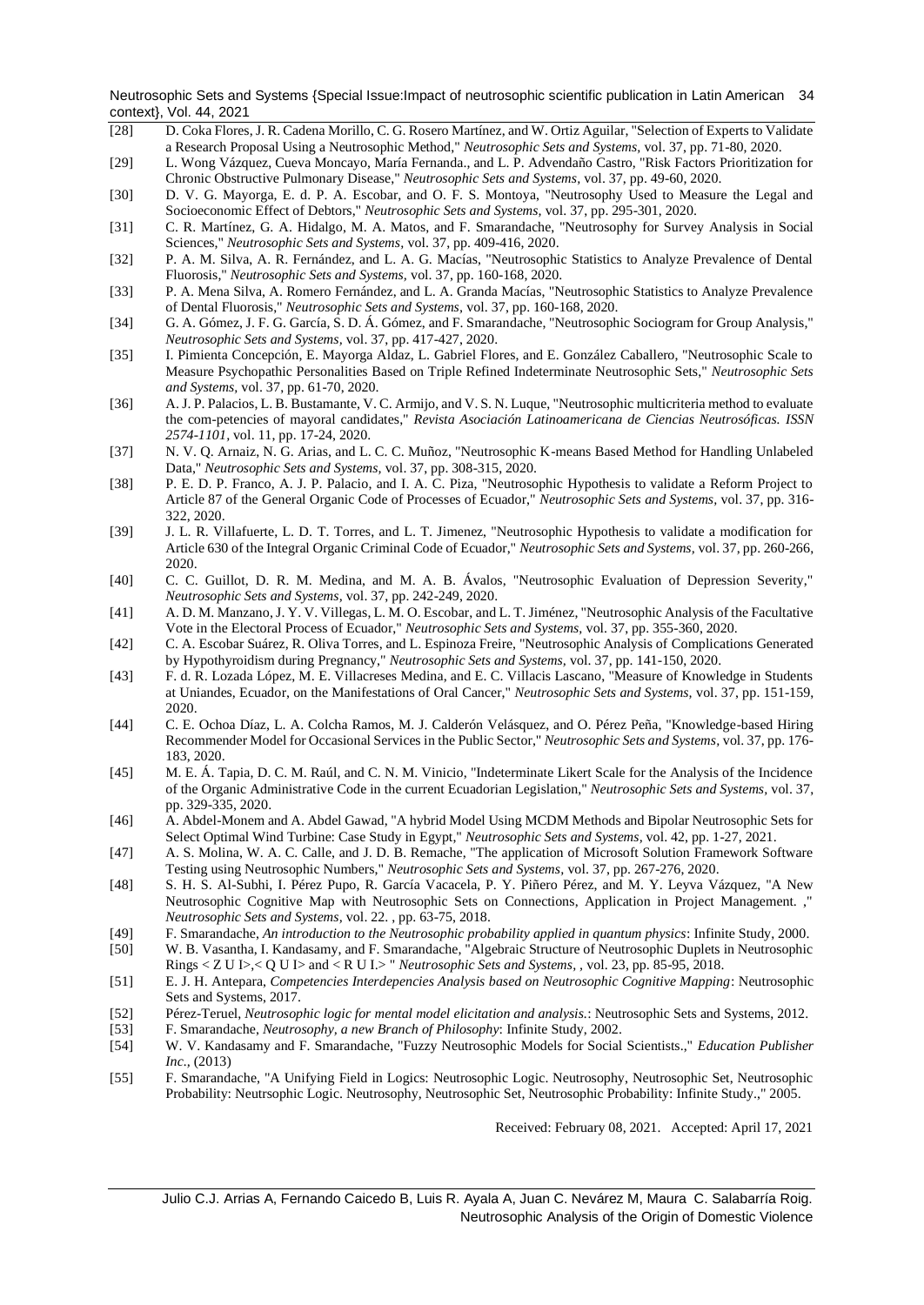[28] D. Coka Flores, J. R. Cadena Morillo, C. G. Rosero Martínez, and W. Ortiz Aguilar, "Selection of Experts to Validate a Research Proposal Using a Neutrosophic Method," *Neutrosophic Sets and Systems*, vol. 37, pp. 71-80, 2020.

[29] L. Wong Vázquez, Cueva Moncayo, María Fernanda., and L. P. Advendaño Castro, "Risk Factors Prioritization for Chronic Obstructive Pulmonary Disease," *Neutrosophic Sets and Systems*, vol. 37, pp. 49-60, 2020.

[30] D. V. G. Mayorga, E. d. P. A. Escobar, and O. F. S. Montoya, "Neutrosophy Used to Measure the Legal and Socioeconomic Effect of Debtors," *Neutrosophic Sets and Systems*, vol. 37, pp. 295-301, 2020.

[31] C. R. Martínez, G. A. Hidalgo, M. A. Matos, and F. Smarandache, "Neutrosophy for Survey Analysis in Social Sciences," *Neutrosophic Sets and Systems*, vol. 37, pp. 409-416, 2020.

[32] P. A. M. Silva, A. R. Fernández, and L. A. G. Macías, "Neutrosophic Statistics to Analyze Prevalence of Dental Fluorosis," *Neutrosophic Sets and Systems*, vol. 37, pp. 160-168, 2020.

[33] P. A. Mena Silva, A. Romero Fernández, and L. A. Granda Macías, "Neutrosophic Statistics to Analyze Prevalence of Dental Fluorosis," *Neutrosophic Sets and Systems*, vol. 37, pp. 160-168, 2020.

[34] G. A. Gómez, J. F. G. García, S. D. Á. Gómez, and F. Smarandache, "Neutrosophic Sociogram for Group Analysis," *Neutrosophic Sets and Systems*, vol. 37, pp. 417-427, 2020.

[35] I. Pimienta Concepción, E. Mayorga Aldaz, L. Gabriel Flores, and E. González Caballero, "Neutrosophic Scale to Measure Psychopathic Personalities Based on Triple Refined Indeterminate Neutrosophic Sets," *Neutrosophic Sets and Systems*, vol. 37, pp. 61-70, 2020.

[36] A. J. P. Palacios, L. B. Bustamante, V. C. Armijo, and V. S. N. Luque, "Neutrosophic multicriteria method to evaluate the com-petencies of mayoral candidates," *Revista Asociación Latinoamericana de Ciencias Neutrosóficas. ISSN 2574-1101*, vol. 11, pp. 17-24, 2020.

[37] N. V. Q. Arnaiz, N. G. Arias, and L. C. C. Muñoz, "Neutrosophic K-means Based Method for Handling Unlabeled Data," *Neutrosophic Sets and Systems*, vol. 37, pp. 308-315, 2020.

[38] P. E. D. P. Franco, A. J. P. Palacio, and I. A. C. Piza, "Neutrosophic Hypothesis to validate a Reform Project to Article 87 of the General Organic Code of Processes of Ecuador," *Neutrosophic Sets and Systems*, vol. 37, pp. 316-322, 2020.

[39] J. L. R. Villafuerte, L. D. T. Torres, and L. T. Jimenez, "Neutrosophic Hypothesis to validate a modification for Article 630 of the Integral Organic Criminal Code of Ecuador," *Neutrosophic Sets and Systems*, vol. 37, pp. 260-266, 2020.

[40] C. C. Guillot, D. R. M. Medina, and M. A. B. Ávalos, "Neutrosophic Evaluation of Depression Severity," *Neutrosophic Sets and Systems*, vol. 37, pp. 242-249, 2020.

[41] A. D. M. Manzano, J. Y. V. Villegas, L. M. O. Escobar, and L. T. Jiménez, "Neutrosophic Analysis of the Facultative Vote in the Electoral Process of Ecuador," *Neutrosophic Sets and Systems*, vol. 37, pp. 355-360, 2020.

[42] C. A. Escobar Suárez, R. Oliva Torres, and L. Espinoza Freire, "Neutrosophic Analysis of Complications Generated by Hypothyroidism during Pregnancy," *Neutrosophic Sets and Systems*, vol. 37, pp. 141-150, 2020.

[43] F. d. R. Lozada López, M. E. Villacreses Medina, and E. C. Villacis Lascano, "Measure of Knowledge in Students at Uniandes, Ecuador, on the Manifestations of Oral Cancer," *Neutrosophic Sets and Systems*, vol. 37, pp. 151-159, 2020.

[44] C. E. Ochoa Díaz, L. A. Colcha Ramos, M. J. Calderón Velásquez, and O. Pérez Peña, "Knowledge-based Hiring Recommender Model for Occasional Services in the Public Sector," *Neutrosophic Sets and Systems*, vol. 37, pp. 176-183, 2020.

[45] M. E. Á. Tapia, D. C. M. Raúl, and C. N. M. Vinicio, "Indeterminate Likert Scale for the Analysis of the Incidence of the Organic Administrative Code in the current Ecuadorian Legislation," *Neutrosophic Sets and Systems*, vol. 37, pp. 329-335, 2020.

[46] A. Abdel-Monem and A. Abdel Gawad, "A hybrid Model Using MCDM Methods and Bipolar Neutrosophic Sets for Select Optimal Wind Turbine: Case Study in Egypt," *Neutrosophic Sets and Systems*, vol. 42, pp. 1-27, 2021.

[47] A. S. Molina, W. A. C. Calle, and J. D. B. Remache, "The application of Microsoft Solution Framework Software Testing using Neutrosophic Numbers," *Neutrosophic Sets and Systems*, vol. 37, pp. 267-276, 2020.

[48] S. H. S. Al-Subhi, I. Pérez Pupo, R. García Vacacela, P. Y. Piñero Pérez, and M. Y. Leyva Vázquez, "A New Neutrosophic Cognitive Map with Neutrosophic Sets on Connections, Application in Project Management. ," *Neutrosophic Sets and Systems*, vol. 22. , pp. 63-75, 2018.

[49] F. Smarandache, *An introduction to the Neutrosophic probability applied in quantum physics*: Infinite Study, 2000.

[50] W. B. Vasantha, I. Kandasamy, and F. Smarandache, "Algebraic Structure of Neutrosophic Duplets in Neutrosophic Rings < Z U I>,< Q U I> and < R U I.> " *Neutrosophic Sets and Systems*, , vol. 23, pp. 85-95, 2018.

[51] E. J. H. Antepara, *Competencies Interdepencies Analysis based on Neutrosophic Cognitive Mapping*: Neutrosophic Sets and Systems, 2017.

[52] Pérez-Teruel, *Neutrosophic logic for mental model elicitation and analysis.*: Neutrosophic Sets and Systems, 2012.

[53] F. Smarandache, *Neutrosophy, a new Branch of Philosophy*: Infinite Study, 2002.

[54] W. V. Kandasamy and F. Smarandache, "Fuzzy Neutrosophic Models for Social Scientists.," *Education Publisher Inc.*, (2013)

[55] F. Smarandache, "A Unifying Field in Logics: Neutrosophic Logic. Neutrosophy, Neutrosophic Set, Neutrosophic Probability: Neutrsophic Logic. Neutrosophy, Neutrosophic Set, Neutrosophic Probability: Infinite Study.," 2005.

Received: February 08, 2021. Accepted: April 17, 2021